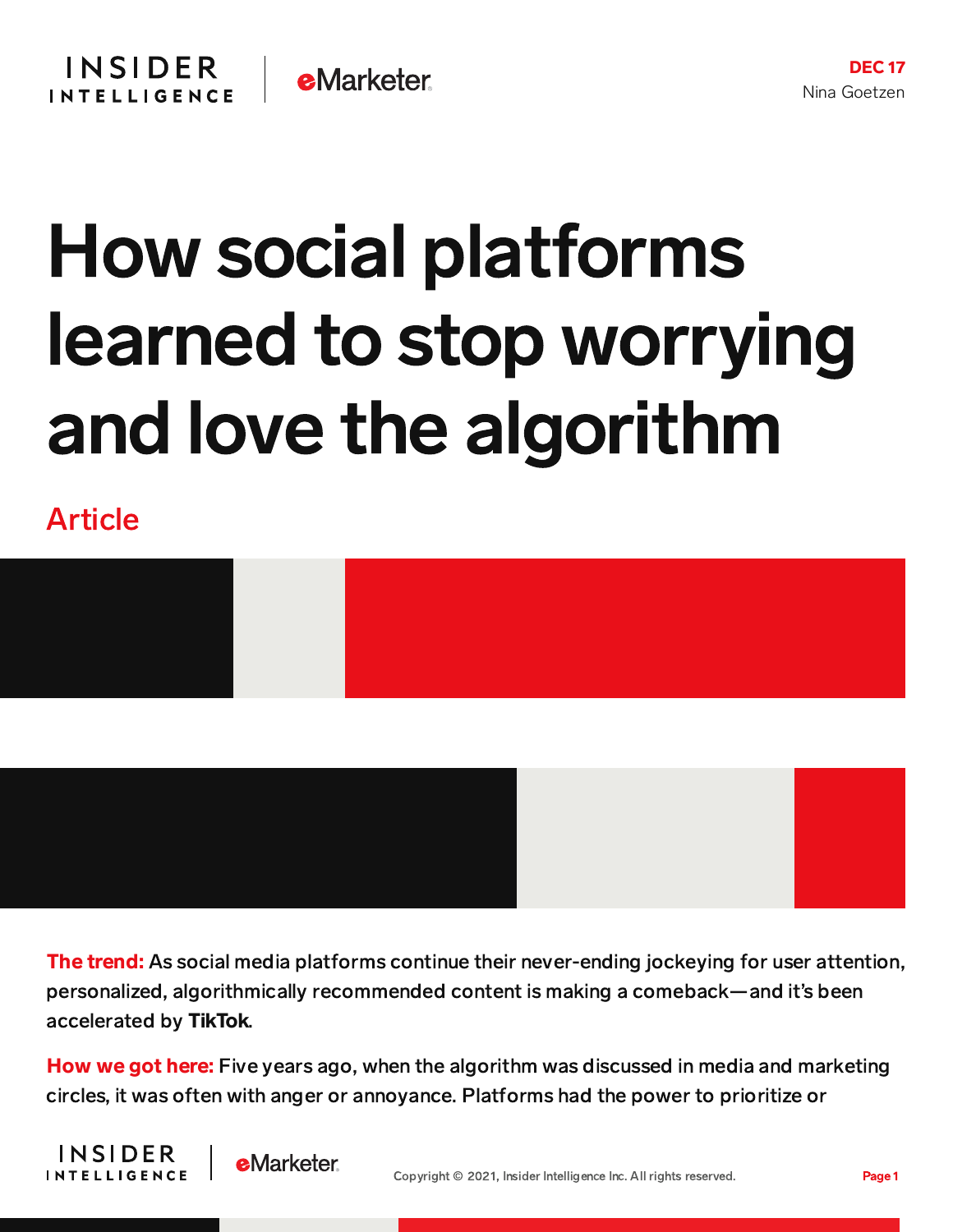DEC 17
Nina Goetzen

# How social platforms learned to stop worrying and love the algorithm

Article

**The trend:** As social media platforms continue their never-ending jockeying for user attention, personalized, algorithmically recommended content is making a comeback—and it's been accelerated by **TikTok**.

**How we got here:** Five years ago, when the algorithm was discussed in media and marketing circles, it was often with anger or annoyance. Platforms had the power to prioritize or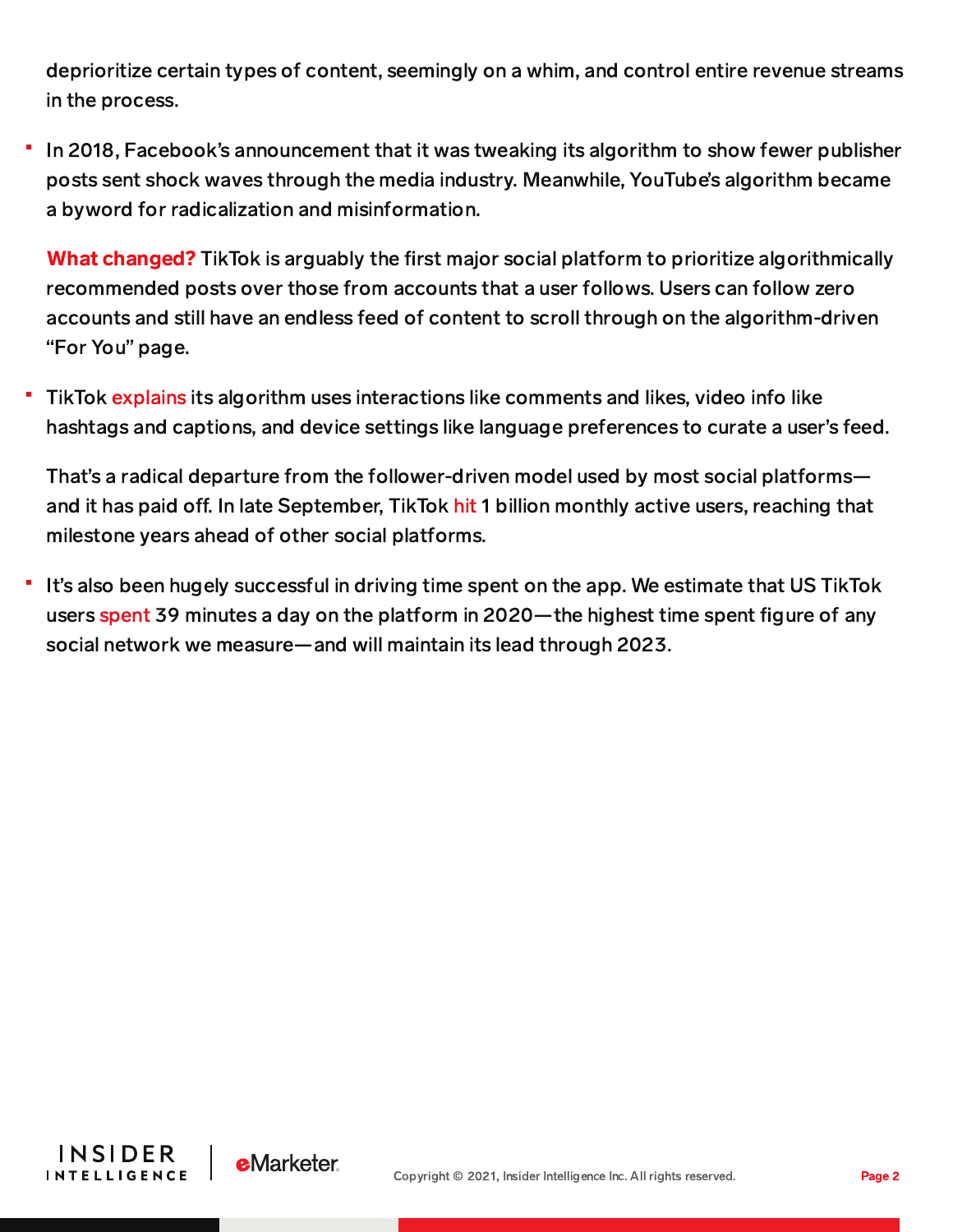deprioritize certain types of content, seemingly on a whim, and control entire revenue streams in the process.

- In 2018, Facebook's announcement that it was tweaking its algorithm to show fewer publisher posts sent shock waves through the media industry. Meanwhile, YouTube's algorithm became a byword for radicalization and misinformation.

**What changed?** TikTok is arguably the first major social platform to prioritize algorithmically recommended posts over those from accounts that a user follows. Users can follow zero accounts and still have an endless feed of content to scroll through on the algorithm-driven "For You" page.

- TikTok explains its algorithm uses interactions like comments and likes, video info like hashtags and captions, and device settings like language preferences to curate a user's feed.

That's a radical departure from the follower-driven model used by most social platforms—and it has paid off. In late September, TikTok hit 1 billion monthly active users, reaching that milestone years ahead of other social platforms.

- It's also been hugely successful in driving time spent on the app. We estimate that US TikTok users spent 39 minutes a day on the platform in 2020—the highest time spent figure of any social network we measure—and will maintain its lead through 2023.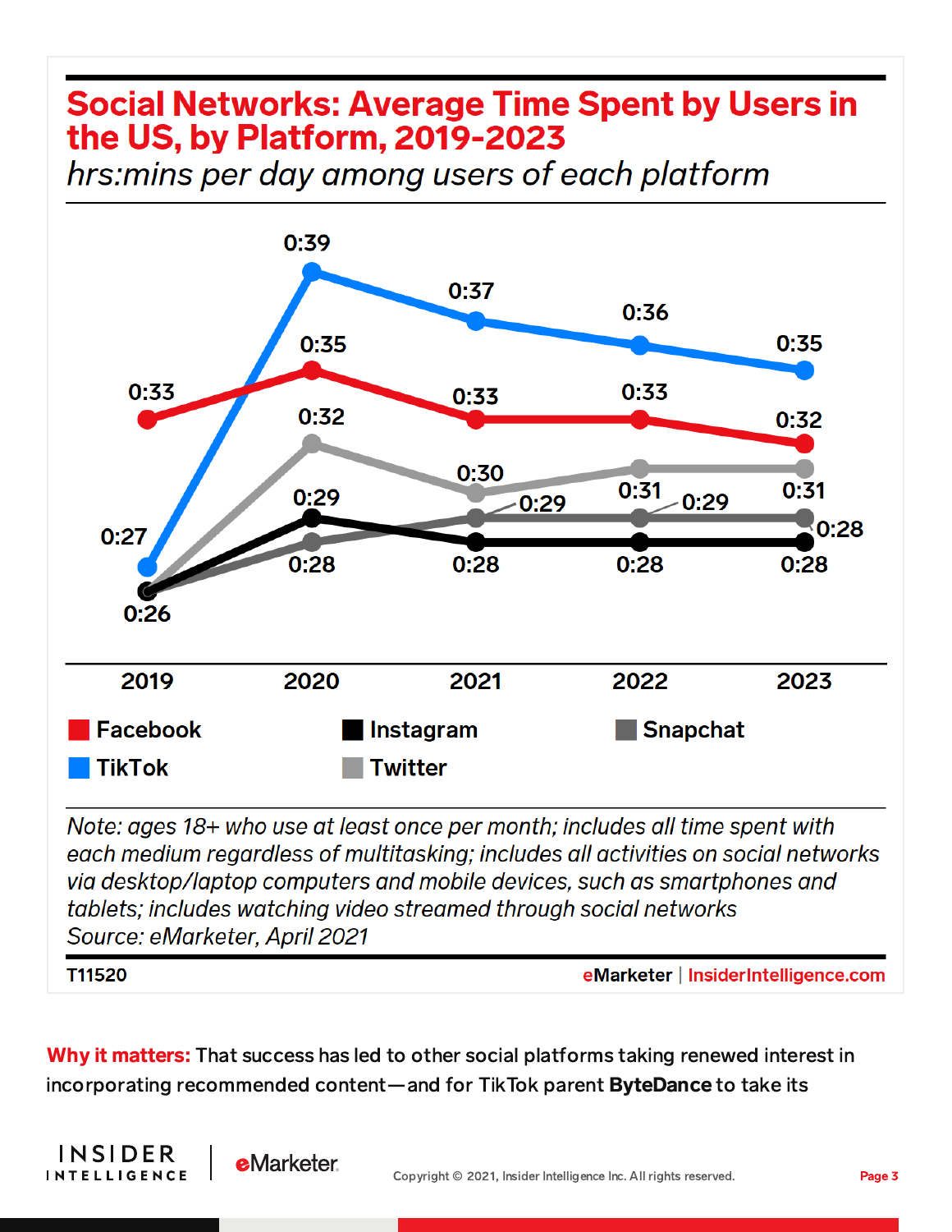## Social Networks: Average Time Spent by Users in the US, by Platform, 2019-2023

*hrs:mins per day among users of each platform*

| Platform | 2019 | 2020 | 2021 | 2022 | 2023 |
|---|---|---|---|---|---|
| Facebook | 0:33 | 0:35 | 0:33 | 0:33 | 0:32 |
| TikTok | 0:27 | 0:39 | 0:37 | 0:36 | 0:35 |
| Instagram | 0:26 | 0:29 | 0:28 | 0:28 | 0:28 |
| Twitter | 0:26 | 0:32 | 0:30 | 0:31 | 0:31 |
| Snapchat | 0:26 | 0:28 | 0:29 | 0:29 | 0:28 |

*Note: ages 18+ who use at least once per month; includes all time spent with each medium regardless of multitasking; includes all activities on social networks via desktop/laptop computers and mobile devices, such as smartphones and tablets; includes watching video streamed through social networks*
*Source: eMarketer, April 2021*

T11520 — eMarketer | InsiderIntelligence.com

**Why it matters:** That success has led to other social platforms taking renewed interest in incorporating recommended content—and for TikTok parent **ByteDance** to take its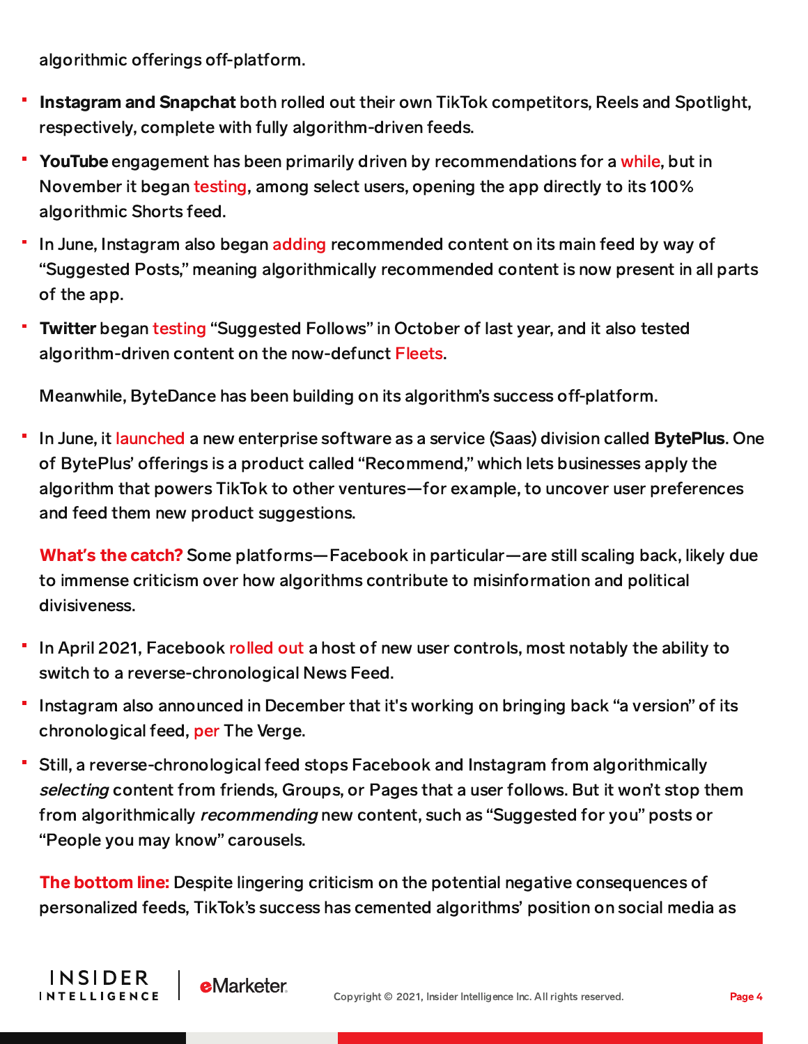algorithmic offerings off-platform.

- **Instagram and Snapchat** both rolled out their own TikTok competitors, Reels and Spotlight, respectively, complete with fully algorithm-driven feeds.
- **YouTube** engagement has been primarily driven by recommendations for a while, but in November it began testing, among select users, opening the app directly to its 100% algorithmic Shorts feed.
- In June, Instagram also began adding recommended content on its main feed by way of "Suggested Posts," meaning algorithmically recommended content is now present in all parts of the app.
- **Twitter** began testing "Suggested Follows" in October of last year, and it also tested algorithm-driven content on the now-defunct Fleets.

Meanwhile, ByteDance has been building on its algorithm's success off-platform.

- In June, it launched a new enterprise software as a service (Saas) division called **BytePlus**. One of BytePlus' offerings is a product called "Recommend," which lets businesses apply the algorithm that powers TikTok to other ventures—for example, to uncover user preferences and feed them new product suggestions.

**What's the catch?** Some platforms—Facebook in particular—are still scaling back, likely due to immense criticism over how algorithms contribute to misinformation and political divisiveness.

- In April 2021, Facebook rolled out a host of new user controls, most notably the ability to switch to a reverse-chronological News Feed.
- Instagram also announced in December that it's working on bringing back "a version" of its chronological feed, per The Verge.
- Still, a reverse-chronological feed stops Facebook and Instagram from algorithmically *selecting* content from friends, Groups, or Pages that a user follows. But it won't stop them from algorithmically *recommending* new content, such as "Suggested for you" posts or "People you may know" carousels.

**The bottom line:** Despite lingering criticism on the potential negative consequences of personalized feeds, TikTok's success has cemented algorithms' position on social media as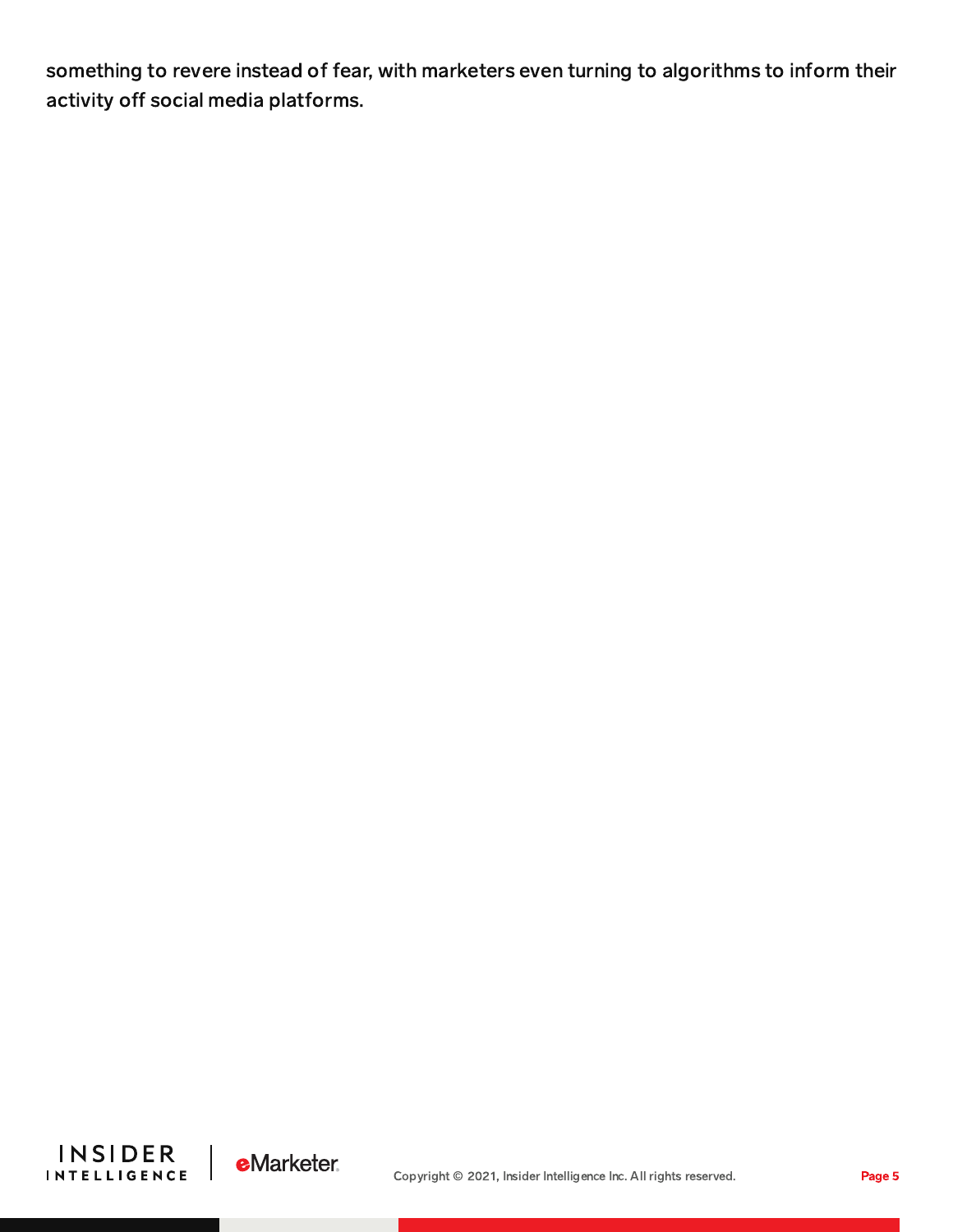something to revere instead of fear, with marketers even turning to algorithms to inform their activity off social media platforms.